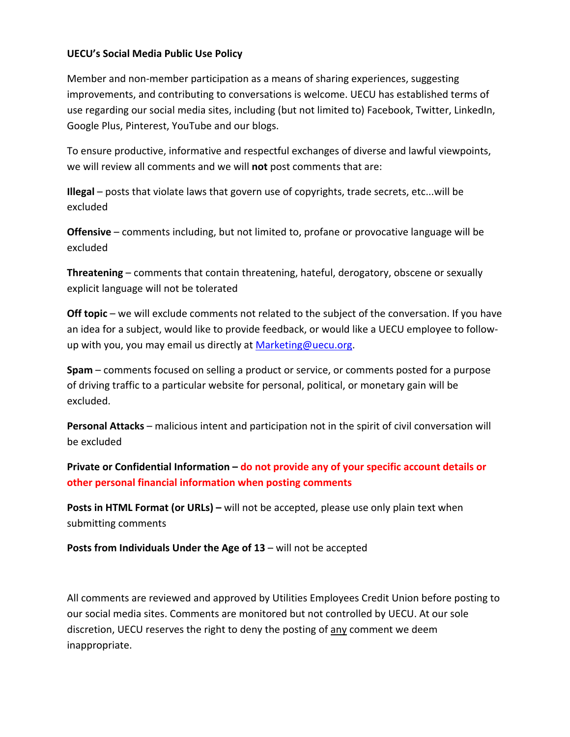**UECU's Social Media Public Use Policy**

Member and non-member participation as a means of sharing experiences, suggesting improvements, and contributing to conversations is welcome. UECU has established terms of use regarding our social media sites, including (but not limited to) Facebook, Twitter, LinkedIn, Google Plus, Pinterest, YouTube and our blogs.

To ensure productive, informative and respectful exchanges of diverse and lawful viewpoints, we will review all comments and we will **not** post comments that are:

**Illegal** – posts that violate laws that govern use of copyrights, trade secrets, etc...will be excluded

**Offensive** – comments including, but not limited to, profane or provocative language will be excluded

**Threatening** – comments that contain threatening, hateful, derogatory, obscene or sexually explicit language will not be tolerated

**Off topic** – we will exclude comments not related to the subject of the conversation. If you have an idea for a subject, would like to provide feedback, or would like a UECU employee to follow-up with you, you may email us directly at [Marketing@uecu.org](mailto:Marketing@uecu.org).

**Spam** – comments focused on selling a product or service, or comments posted for a purpose of driving traffic to a particular website for personal, political, or monetary gain will be excluded.

**Personal Attacks** – malicious intent and participation not in the spirit of civil conversation will be excluded

**Private or Confidential Information – do not provide any of your specific account details or other personal financial information when posting comments**

**Posts in HTML Format (or URLs) –** will not be accepted, please use only plain text when submitting comments

**Posts from Individuals Under the Age of 13** – will not be accepted

All comments are reviewed and approved by Utilities Employees Credit Union before posting to our social media sites. Comments are monitored but not controlled by UECU. At our sole discretion, UECU reserves the right to deny the posting of any comment we deem inappropriate.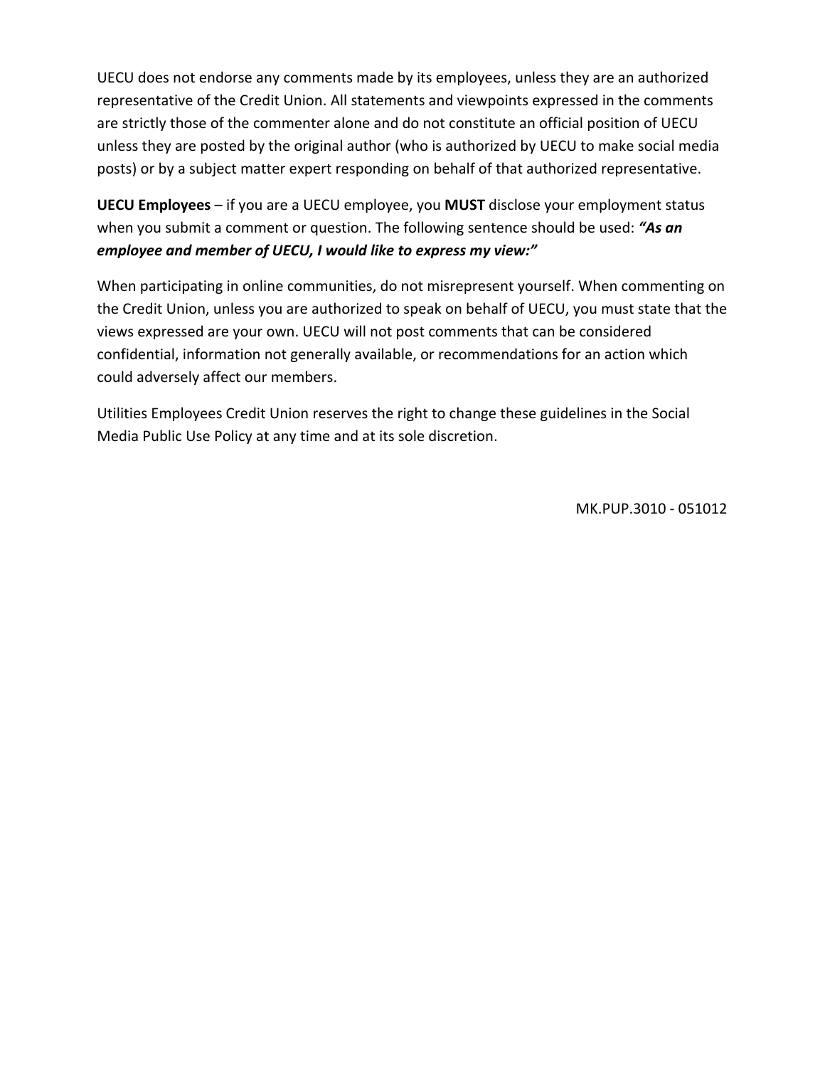UECU does not endorse any comments made by its employees, unless they are an authorized representative of the Credit Union. All statements and viewpoints expressed in the comments are strictly those of the commenter alone and do not constitute an official position of UECU unless they are posted by the original author (who is authorized by UECU to make social media posts) or by a subject matter expert responding on behalf of that authorized representative.

**UECU Employees** – if you are a UECU employee, you **MUST** disclose your employment status when you submit a comment or question. The following sentence should be used: ***"As an employee and member of UECU, I would like to express my view:"***

When participating in online communities, do not misrepresent yourself. When commenting on the Credit Union, unless you are authorized to speak on behalf of UECU, you must state that the views expressed are your own. UECU will not post comments that can be considered confidential, information not generally available, or recommendations for an action which could adversely affect our members.

Utilities Employees Credit Union reserves the right to change these guidelines in the Social Media Public Use Policy at any time and at its sole discretion.

MK.PUP.3010 - 051012